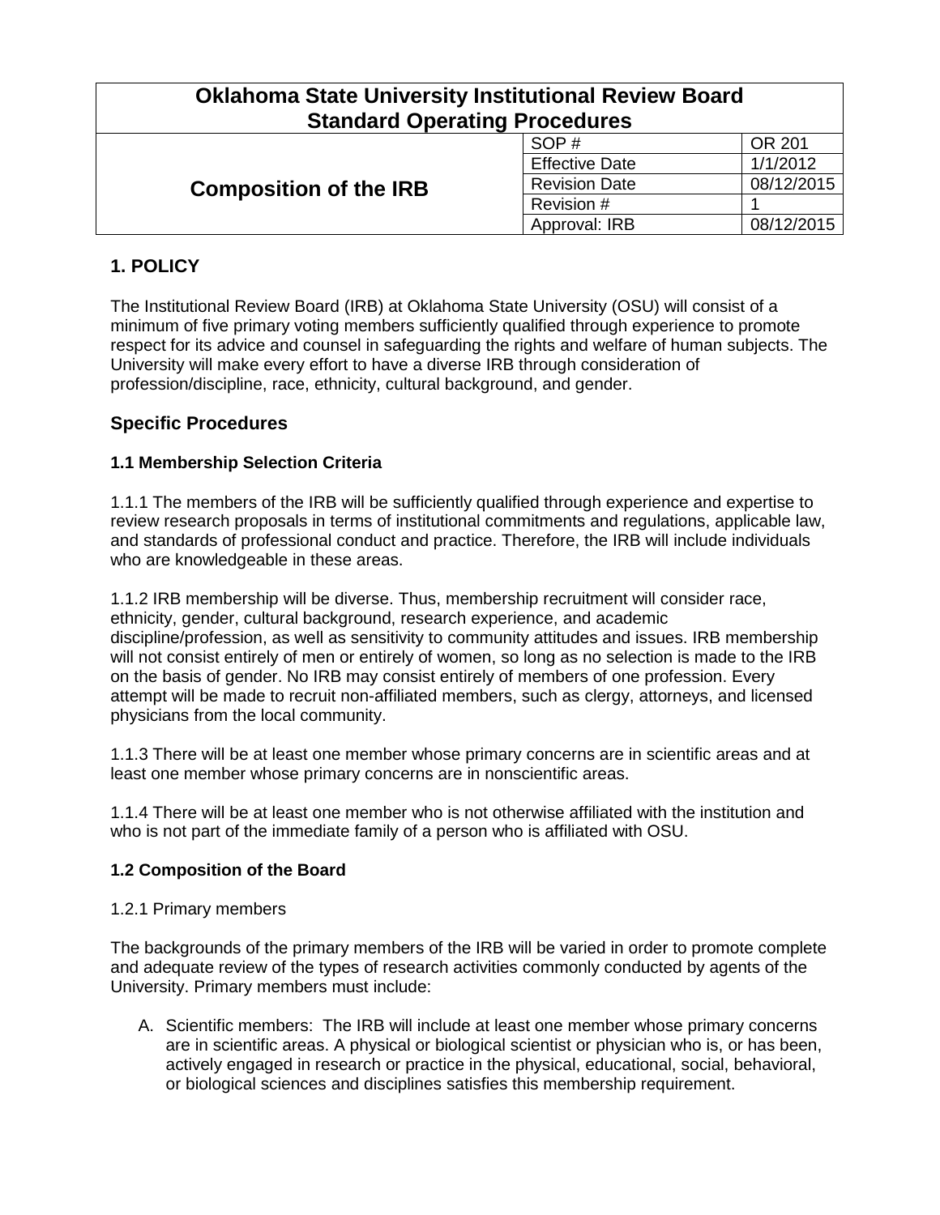| Oklahoma State University Institutional Review Board Standard Operating Procedures | | |
|---|---|---|
| **Composition of the IRB** | SOP # | OR 201 |
| | Effective Date | 1/1/2012 |
| | Revision Date | 08/12/2015 |
| | Revision # | 1 |
| | Approval: IRB | 08/12/2015 |

## 1. POLICY

The Institutional Review Board (IRB) at Oklahoma State University (OSU) will consist of a minimum of five primary voting members sufficiently qualified through experience to promote respect for its advice and counsel in safeguarding the rights and welfare of human subjects. The University will make every effort to have a diverse IRB through consideration of profession/discipline, race, ethnicity, cultural background, and gender.

## Specific Procedures

### 1.1 Membership Selection Criteria

1.1.1 The members of the IRB will be sufficiently qualified through experience and expertise to review research proposals in terms of institutional commitments and regulations, applicable law, and standards of professional conduct and practice. Therefore, the IRB will include individuals who are knowledgeable in these areas.

1.1.2 IRB membership will be diverse. Thus, membership recruitment will consider race, ethnicity, gender, cultural background, research experience, and academic discipline/profession, as well as sensitivity to community attitudes and issues. IRB membership will not consist entirely of men or entirely of women, so long as no selection is made to the IRB on the basis of gender. No IRB may consist entirely of members of one profession. Every attempt will be made to recruit non-affiliated members, such as clergy, attorneys, and licensed physicians from the local community.

1.1.3 There will be at least one member whose primary concerns are in scientific areas and at least one member whose primary concerns are in nonscientific areas.

1.1.4 There will be at least one member who is not otherwise affiliated with the institution and who is not part of the immediate family of a person who is affiliated with OSU.

### 1.2 Composition of the Board

1.2.1 Primary members

The backgrounds of the primary members of the IRB will be varied in order to promote complete and adequate review of the types of research activities commonly conducted by agents of the University. Primary members must include:

A. Scientific members: The IRB will include at least one member whose primary concerns are in scientific areas. A physical or biological scientist or physician who is, or has been, actively engaged in research or practice in the physical, educational, social, behavioral, or biological sciences and disciplines satisfies this membership requirement.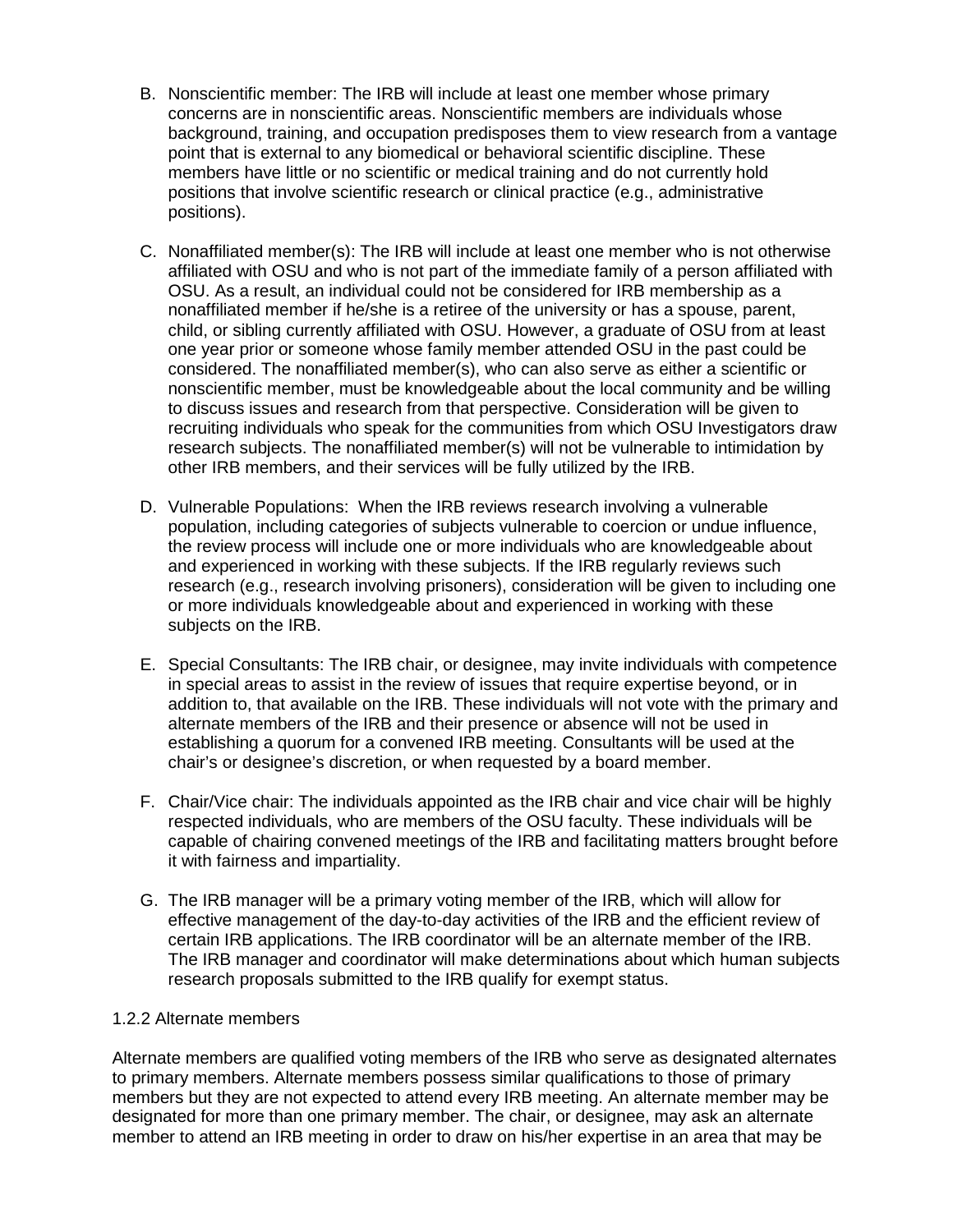B. Nonscientific member: The IRB will include at least one member whose primary concerns are in nonscientific areas. Nonscientific members are individuals whose background, training, and occupation predisposes them to view research from a vantage point that is external to any biomedical or behavioral scientific discipline. These members have little or no scientific or medical training and do not currently hold positions that involve scientific research or clinical practice (e.g., administrative positions).

C. Nonaffiliated member(s): The IRB will include at least one member who is not otherwise affiliated with OSU and who is not part of the immediate family of a person affiliated with OSU. As a result, an individual could not be considered for IRB membership as a nonaffiliated member if he/she is a retiree of the university or has a spouse, parent, child, or sibling currently affiliated with OSU. However, a graduate of OSU from at least one year prior or someone whose family member attended OSU in the past could be considered. The nonaffiliated member(s), who can also serve as either a scientific or nonscientific member, must be knowledgeable about the local community and be willing to discuss issues and research from that perspective. Consideration will be given to recruiting individuals who speak for the communities from which OSU Investigators draw research subjects. The nonaffiliated member(s) will not be vulnerable to intimidation by other IRB members, and their services will be fully utilized by the IRB.

D. Vulnerable Populations: When the IRB reviews research involving a vulnerable population, including categories of subjects vulnerable to coercion or undue influence, the review process will include one or more individuals who are knowledgeable about and experienced in working with these subjects. If the IRB regularly reviews such research (e.g., research involving prisoners), consideration will be given to including one or more individuals knowledgeable about and experienced in working with these subjects on the IRB.

E. Special Consultants: The IRB chair, or designee, may invite individuals with competence in special areas to assist in the review of issues that require expertise beyond, or in addition to, that available on the IRB. These individuals will not vote with the primary and alternate members of the IRB and their presence or absence will not be used in establishing a quorum for a convened IRB meeting. Consultants will be used at the chair's or designee's discretion, or when requested by a board member.

F. Chair/Vice chair: The individuals appointed as the IRB chair and vice chair will be highly respected individuals, who are members of the OSU faculty. These individuals will be capable of chairing convened meetings of the IRB and facilitating matters brought before it with fairness and impartiality.

G. The IRB manager will be a primary voting member of the IRB, which will allow for effective management of the day-to-day activities of the IRB and the efficient review of certain IRB applications. The IRB coordinator will be an alternate member of the IRB. The IRB manager and coordinator will make determinations about which human subjects research proposals submitted to the IRB qualify for exempt status.

1.2.2 Alternate members

Alternate members are qualified voting members of the IRB who serve as designated alternates to primary members. Alternate members possess similar qualifications to those of primary members but they are not expected to attend every IRB meeting. An alternate member may be designated for more than one primary member. The chair, or designee, may ask an alternate member to attend an IRB meeting in order to draw on his/her expertise in an area that may be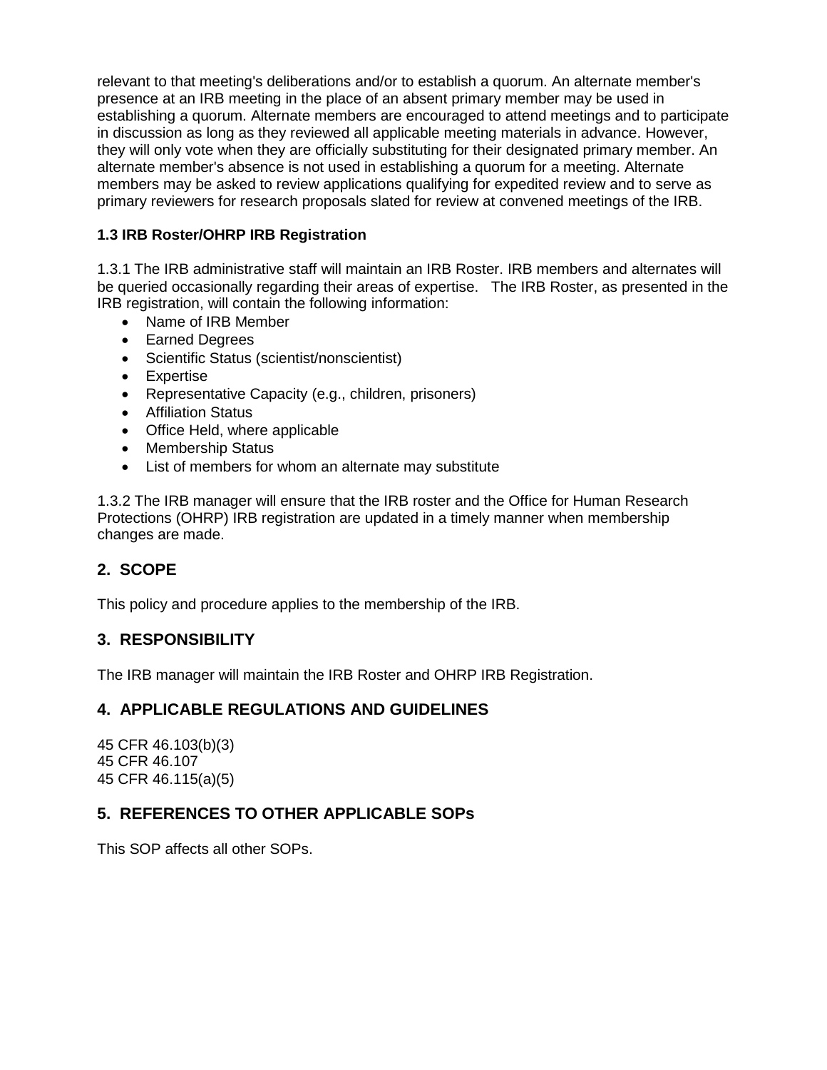relevant to that meeting's deliberations and/or to establish a quorum. An alternate member's presence at an IRB meeting in the place of an absent primary member may be used in establishing a quorum. Alternate members are encouraged to attend meetings and to participate in discussion as long as they reviewed all applicable meeting materials in advance. However, they will only vote when they are officially substituting for their designated primary member. An alternate member's absence is not used in establishing a quorum for a meeting. Alternate members may be asked to review applications qualifying for expedited review and to serve as primary reviewers for research proposals slated for review at convened meetings of the IRB.

### 1.3 IRB Roster/OHRP IRB Registration

1.3.1 The IRB administrative staff will maintain an IRB Roster. IRB members and alternates will be queried occasionally regarding their areas of expertise. The IRB Roster, as presented in the IRB registration, will contain the following information:

- Name of IRB Member
- Earned Degrees
- Scientific Status (scientist/nonscientist)
- Expertise
- Representative Capacity (e.g., children, prisoners)
- Affiliation Status
- Office Held, where applicable
- Membership Status
- List of members for whom an alternate may substitute

1.3.2 The IRB manager will ensure that the IRB roster and the Office for Human Research Protections (OHRP) IRB registration are updated in a timely manner when membership changes are made.

## 2. SCOPE

This policy and procedure applies to the membership of the IRB.

## 3. RESPONSIBILITY

The IRB manager will maintain the IRB Roster and OHRP IRB Registration.

## 4. APPLICABLE REGULATIONS AND GUIDELINES

45 CFR 46.103(b)(3)
45 CFR 46.107
45 CFR 46.115(a)(5)

## 5. REFERENCES TO OTHER APPLICABLE SOPs

This SOP affects all other SOPs.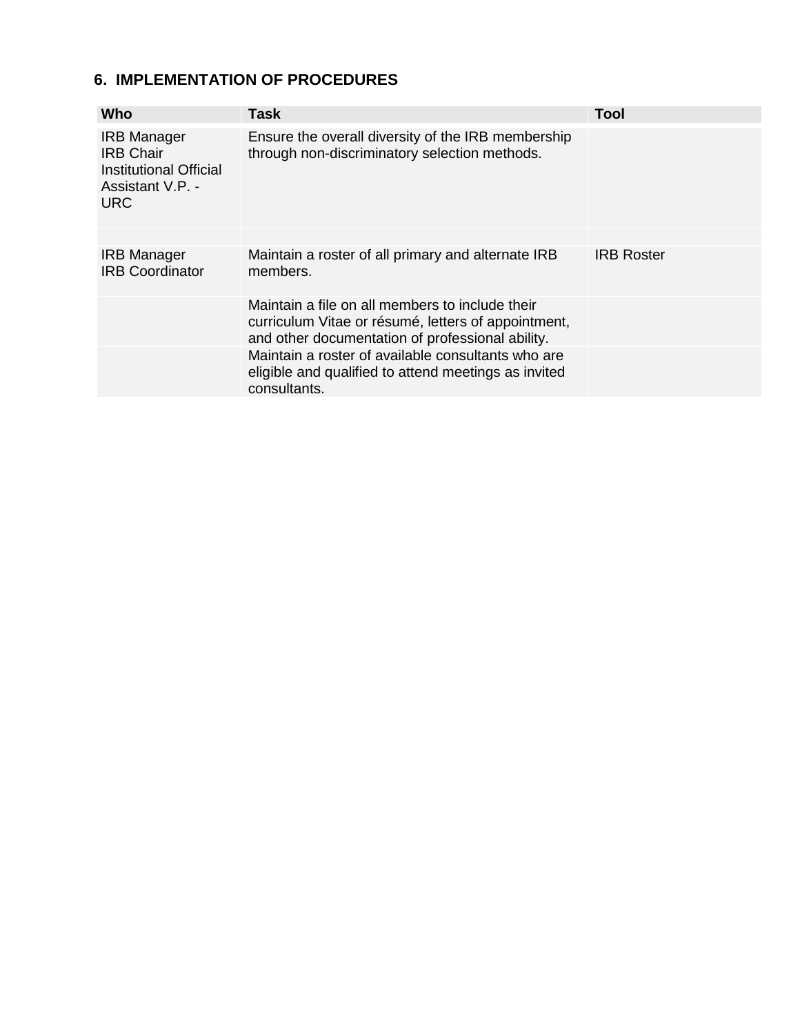## 6. IMPLEMENTATION OF PROCEDURES

| Who | Task | Tool |
|---|---|---|
| IRB Manager<br>IRB Chair<br>Institutional Official<br>Assistant V.P. - URC | Ensure the overall diversity of the IRB membership through non-discriminatory selection methods. | |
| | | |
| IRB Manager<br>IRB Coordinator | Maintain a roster of all primary and alternate IRB members. | IRB Roster |
| | Maintain a file on all members to include their curriculum Vitae or résumé, letters of appointment, and other documentation of professional ability. | |
| | Maintain a roster of available consultants who are eligible and qualified to attend meetings as invited consultants. | |